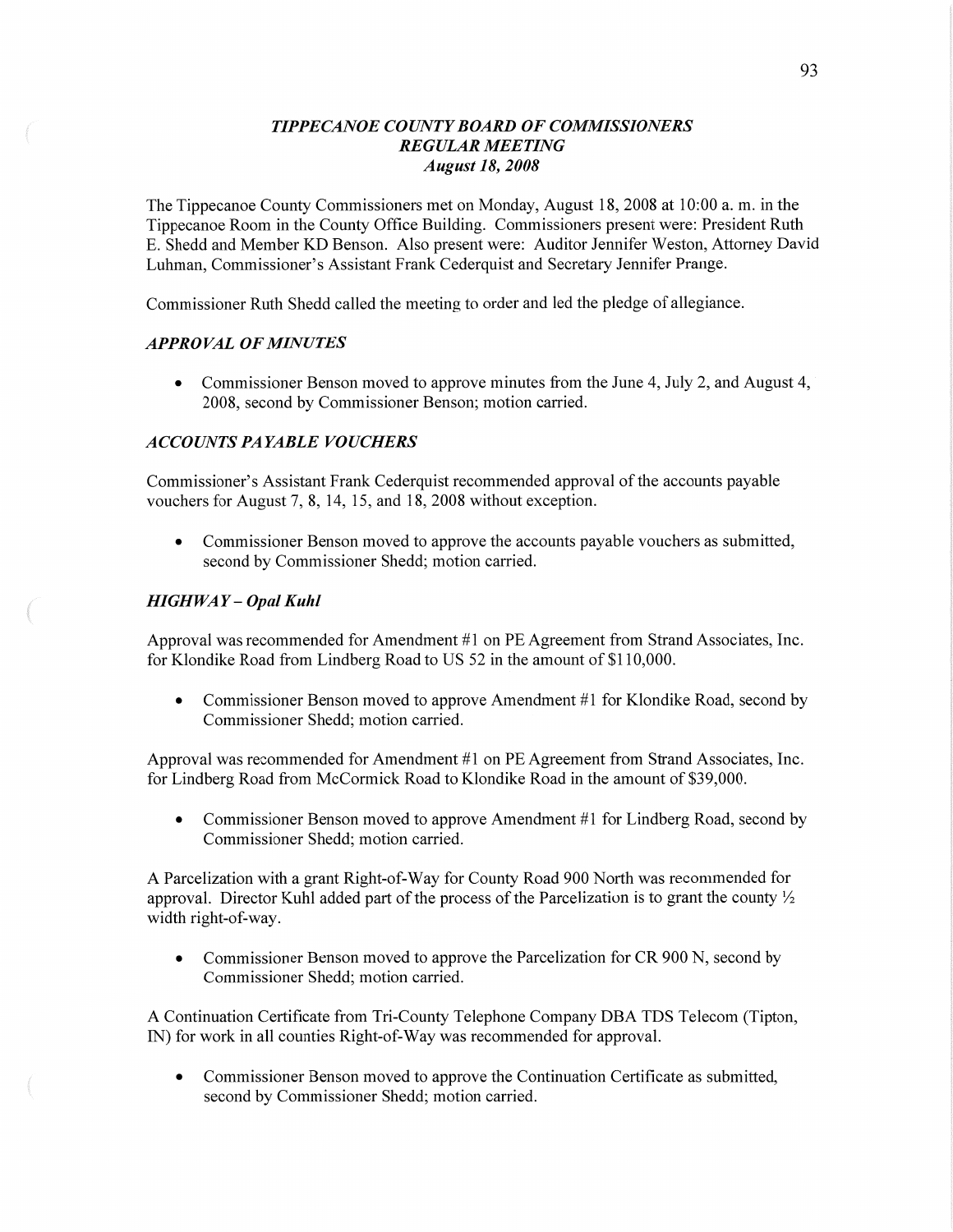# *TIPPECANOE COUNTY BOARD OF COMMISSIONERS*
## *REGULAR MEETING*
### *August 18, 2008*

The Tippecanoe County Commissioners met on Monday, August 18, 2008 at 10:00 a. m. in the Tippecanoe Room in the County Office Building. Commissioners present were: President Ruth E. Shedd and Member KD Benson. Also present were: Auditor Jennifer Weston, Attorney David Luhman, Commissioner's Assistant Frank Cederquist and Secretary Jennifer Prange.

Commissioner Ruth Shedd called the meeting to order and led the pledge of allegiance.

### *APPROVAL OF MINUTES*

- Commissioner Benson moved to approve minutes from the June 4, July 2, and August 4, 2008, second by Commissioner Benson; motion carried.

### *ACCOUNTS PAYABLE VOUCHERS*

Commissioner's Assistant Frank Cederquist recommended approval of the accounts payable vouchers for August 7, 8, 14, 15, and 18, 2008 without exception.

- Commissioner Benson moved to approve the accounts payable vouchers as submitted, second by Commissioner Shedd; motion carried.

### *HIGHWAY – Opal Kuhl*

Approval was recommended for Amendment #1 on PE Agreement from Strand Associates, Inc. for Klondike Road from Lindberg Road to US 52 in the amount of $110,000.

- Commissioner Benson moved to approve Amendment #1 for Klondike Road, second by Commissioner Shedd; motion carried.

Approval was recommended for Amendment #1 on PE Agreement from Strand Associates, Inc. for Lindberg Road from McCormick Road to Klondike Road in the amount of $39,000.

- Commissioner Benson moved to approve Amendment #1 for Lindberg Road, second by Commissioner Shedd; motion carried.

A Parcelization with a grant Right-of-Way for County Road 900 North was recommended for approval. Director Kuhl added part of the process of the Parcelization is to grant the county ½ width right-of-way.

- Commissioner Benson moved to approve the Parcelization for CR 900 N, second by Commissioner Shedd; motion carried.

A Continuation Certificate from Tri-County Telephone Company DBA TDS Telecom (Tipton, IN) for work in all counties Right-of-Way was recommended for approval.

- Commissioner Benson moved to approve the Continuation Certificate as submitted, second by Commissioner Shedd; motion carried.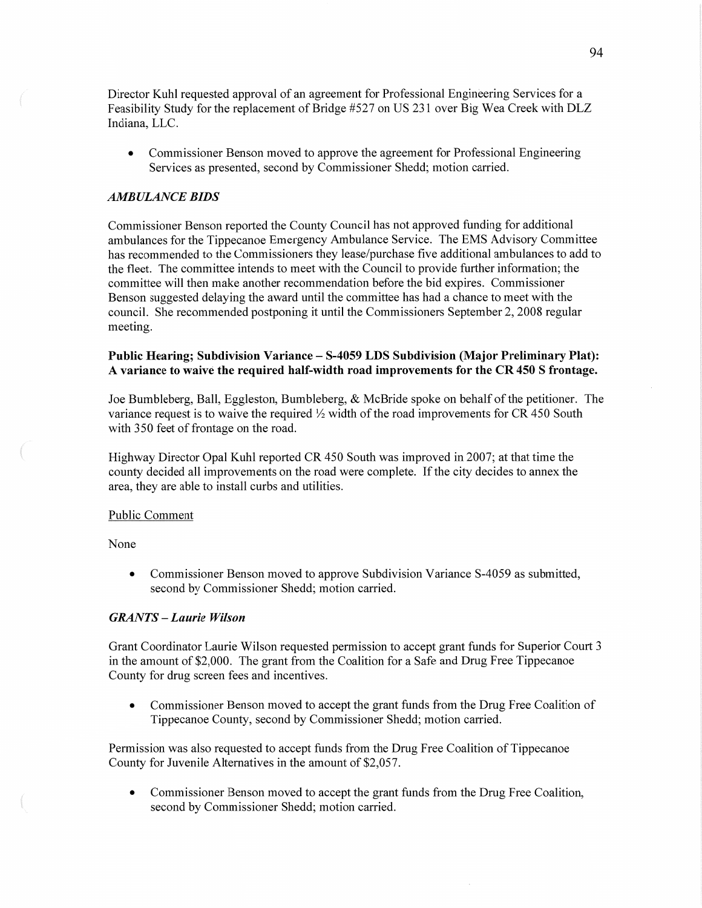Director Kuhl requested approval of an agreement for Professional Engineering Services for a Feasibility Study for the replacement of Bridge #527 on US 231 over Big Wea Creek with DLZ Indiana, LLC.

- Commissioner Benson moved to approve the agreement for Professional Engineering Services as presented, second by Commissioner Shedd; motion carried.

### *AMBULANCE BIDS*

Commissioner Benson reported the County Council has not approved funding for additional ambulances for the Tippecanoe Emergency Ambulance Service. The EMS Advisory Committee has recommended to the Commissioners they lease/purchase five additional ambulances to add to the fleet. The committee intends to meet with the Council to provide further information; the committee will then make another recommendation before the bid expires. Commissioner Benson suggested delaying the award until the committee has had a chance to meet with the council. She recommended postponing it until the Commissioners September 2, 2008 regular meeting.

### Public Hearing; Subdivision Variance – S-4059 LDS Subdivision (Major Preliminary Plat): A variance to waive the required half-width road improvements for the CR 450 S frontage.

Joe Bumbleberg, Ball, Eggleston, Bumbleberg, & McBride spoke on behalf of the petitioner. The variance request is to waive the required ½ width of the road improvements for CR 450 South with 350 feet of frontage on the road.

Highway Director Opal Kuhl reported CR 450 South was improved in 2007; at that time the county decided all improvements on the road were complete. If the city decides to annex the area, they are able to install curbs and utilities.

Public Comment

None

- Commissioner Benson moved to approve Subdivision Variance S-4059 as submitted, second by Commissioner Shedd; motion carried.

### *GRANTS – Laurie Wilson*

Grant Coordinator Laurie Wilson requested permission to accept grant funds for Superior Court 3 in the amount of $2,000. The grant from the Coalition for a Safe and Drug Free Tippecanoe County for drug screen fees and incentives.

- Commissioner Benson moved to accept the grant funds from the Drug Free Coalition of Tippecanoe County, second by Commissioner Shedd; motion carried.

Permission was also requested to accept funds from the Drug Free Coalition of Tippecanoe County for Juvenile Alternatives in the amount of $2,057.

- Commissioner Benson moved to accept the grant funds from the Drug Free Coalition, second by Commissioner Shedd; motion carried.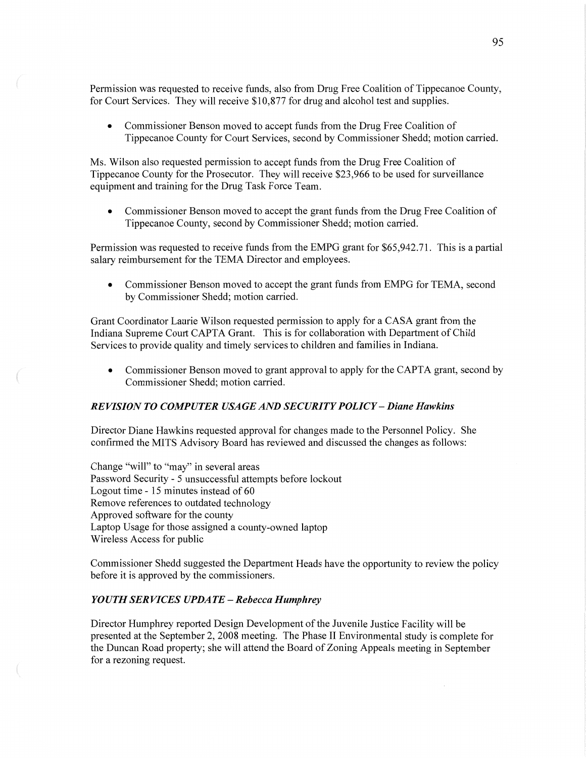Permission was requested to receive funds, also from Drug Free Coalition of Tippecanoe County, for Court Services. They will receive $10,877 for drug and alcohol test and supplies.

- Commissioner Benson moved to accept funds from the Drug Free Coalition of Tippecanoe County for Court Services, second by Commissioner Shedd; motion carried.

Ms. Wilson also requested permission to accept funds from the Drug Free Coalition of Tippecanoe County for the Prosecutor. They will receive $23,966 to be used for surveillance equipment and training for the Drug Task Force Team.

- Commissioner Benson moved to accept the grant funds from the Drug Free Coalition of Tippecanoe County, second by Commissioner Shedd; motion carried.

Permission was requested to receive funds from the EMPG grant for $65,942.71. This is a partial salary reimbursement for the TEMA Director and employees.

- Commissioner Benson moved to accept the grant funds from EMPG for TEMA, second by Commissioner Shedd; motion carried.

Grant Coordinator Laurie Wilson requested permission to apply for a CASA grant from the Indiana Supreme Court CAPTA Grant. This is for collaboration with Department of Child Services to provide quality and timely services to children and families in Indiana.

- Commissioner Benson moved to grant approval to apply for the CAPTA grant, second by Commissioner Shedd; motion carried.

***REVISION TO COMPUTER USAGE AND SECURITY POLICY – Diane Hawkins***

Director Diane Hawkins requested approval for changes made to the Personnel Policy. She confirmed the MITS Advisory Board has reviewed and discussed the changes as follows:

Change "will" to "may" in several areas
Password Security - 5 unsuccessful attempts before lockout
Logout time - 15 minutes instead of 60
Remove references to outdated technology
Approved software for the county
Laptop Usage for those assigned a county-owned laptop
Wireless Access for public

Commissioner Shedd suggested the Department Heads have the opportunity to review the policy before it is approved by the commissioners.

***YOUTH SERVICES UPDATE – Rebecca Humphrey***

Director Humphrey reported Design Development of the Juvenile Justice Facility will be presented at the September 2, 2008 meeting. The Phase II Environmental study is complete for the Duncan Road property; she will attend the Board of Zoning Appeals meeting in September for a rezoning request.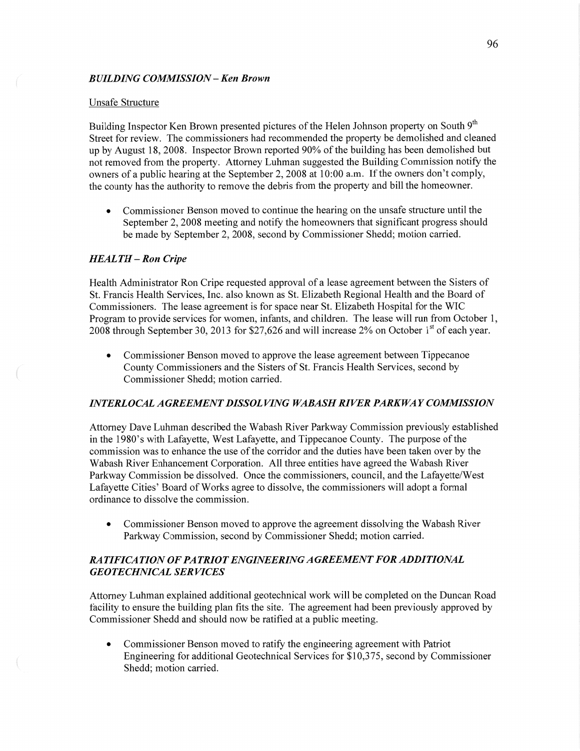### *BUILDING COMMISSION – Ken Brown*

Unsafe Structure

Building Inspector Ken Brown presented pictures of the Helen Johnson property on South 9th Street for review. The commissioners had recommended the property be demolished and cleaned up by August 18, 2008. Inspector Brown reported 90% of the building has been demolished but not removed from the property. Attorney Luhman suggested the Building Commission notify the owners of a public hearing at the September 2, 2008 at 10:00 a.m. If the owners don't comply, the county has the authority to remove the debris from the property and bill the homeowner.

- Commissioner Benson moved to continue the hearing on the unsafe structure until the September 2, 2008 meeting and notify the homeowners that significant progress should be made by September 2, 2008, second by Commissioner Shedd; motion carried.

### *HEALTH – Ron Cripe*

Health Administrator Ron Cripe requested approval of a lease agreement between the Sisters of St. Francis Health Services, Inc. also known as St. Elizabeth Regional Health and the Board of Commissioners. The lease agreement is for space near St. Elizabeth Hospital for the WIC Program to provide services for women, infants, and children. The lease will run from October 1, 2008 through September 30, 2013 for $27,626 and will increase 2% on October 1st of each year.

- Commissioner Benson moved to approve the lease agreement between Tippecanoe County Commissioners and the Sisters of St. Francis Health Services, second by Commissioner Shedd; motion carried.

### *INTERLOCAL AGREEMENT DISSOLVING WABASH RIVER PARKWAY COMMISSION*

Attorney Dave Luhman described the Wabash River Parkway Commission previously established in the 1980's with Lafayette, West Lafayette, and Tippecanoe County. The purpose of the commission was to enhance the use of the corridor and the duties have been taken over by the Wabash River Enhancement Corporation. All three entities have agreed the Wabash River Parkway Commission be dissolved. Once the commissioners, council, and the Lafayette/West Lafayette Cities' Board of Works agree to dissolve, the commissioners will adopt a formal ordinance to dissolve the commission.

- Commissioner Benson moved to approve the agreement dissolving the Wabash River Parkway Commission, second by Commissioner Shedd; motion carried.

### *RATIFICATION OF PATRIOT ENGINEERING AGREEMENT FOR ADDITIONAL GEOTECHNICAL SERVICES*

Attorney Luhman explained additional geotechnical work will be completed on the Duncan Road facility to ensure the building plan fits the site. The agreement had been previously approved by Commissioner Shedd and should now be ratified at a public meeting.

- Commissioner Benson moved to ratify the engineering agreement with Patriot Engineering for additional Geotechnical Services for $10,375, second by Commissioner Shedd; motion carried.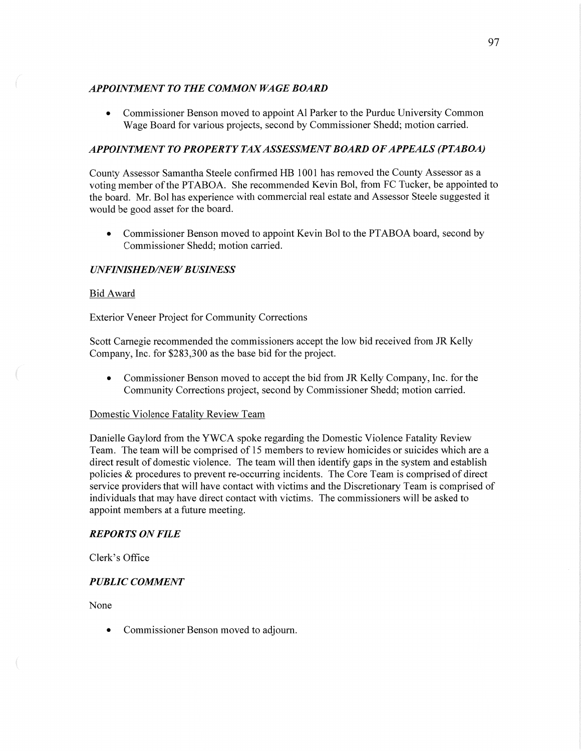### *APPOINTMENT TO THE COMMON WAGE BOARD*

- Commissioner Benson moved to appoint Al Parker to the Purdue University Common Wage Board for various projects, second by Commissioner Shedd; motion carried.

### *APPOINTMENT TO PROPERTY TAX ASSESSMENT BOARD OF APPEALS (PTABOA)*

County Assessor Samantha Steele confirmed HB 1001 has removed the County Assessor as a voting member of the PTABOA. She recommended Kevin Bol, from FC Tucker, be appointed to the board. Mr. Bol has experience with commercial real estate and Assessor Steele suggested it would be good asset for the board.

- Commissioner Benson moved to appoint Kevin Bol to the PTABOA board, second by Commissioner Shedd; motion carried.

### *UNFINISHED/NEW BUSINESS*

Bid Award

Exterior Veneer Project for Community Corrections

Scott Carnegie recommended the commissioners accept the low bid received from JR Kelly Company, Inc. for $283,300 as the base bid for the project.

- Commissioner Benson moved to accept the bid from JR Kelly Company, Inc. for the Community Corrections project, second by Commissioner Shedd; motion carried.

Domestic Violence Fatality Review Team

Danielle Gaylord from the YWCA spoke regarding the Domestic Violence Fatality Review Team. The team will be comprised of 15 members to review homicides or suicides which are a direct result of domestic violence. The team will then identify gaps in the system and establish policies & procedures to prevent re-occurring incidents. The Core Team is comprised of direct service providers that will have contact with victims and the Discretionary Team is comprised of individuals that may have direct contact with victims. The commissioners will be asked to appoint members at a future meeting.

### *REPORTS ON FILE*

Clerk's Office

### *PUBLIC COMMENT*

None

- Commissioner Benson moved to adjourn.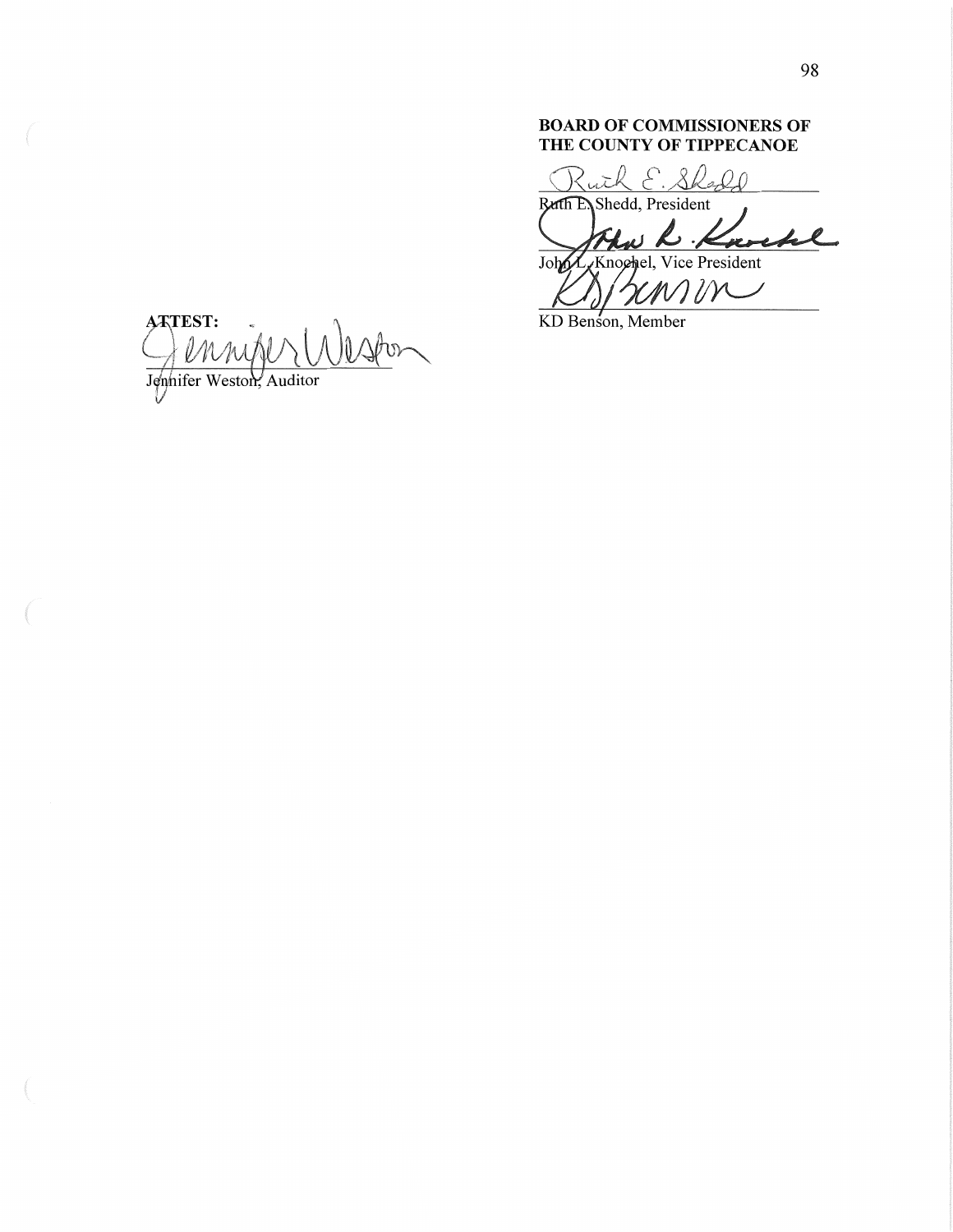**BOARD OF COMMISSIONERS OF THE COUNTY OF TIPPECANOE**

Ruth E. Shedd, President

John L. Knochel, Vice President

KD Benson, Member

**ATTEST:**

Jennifer Weston, Auditor